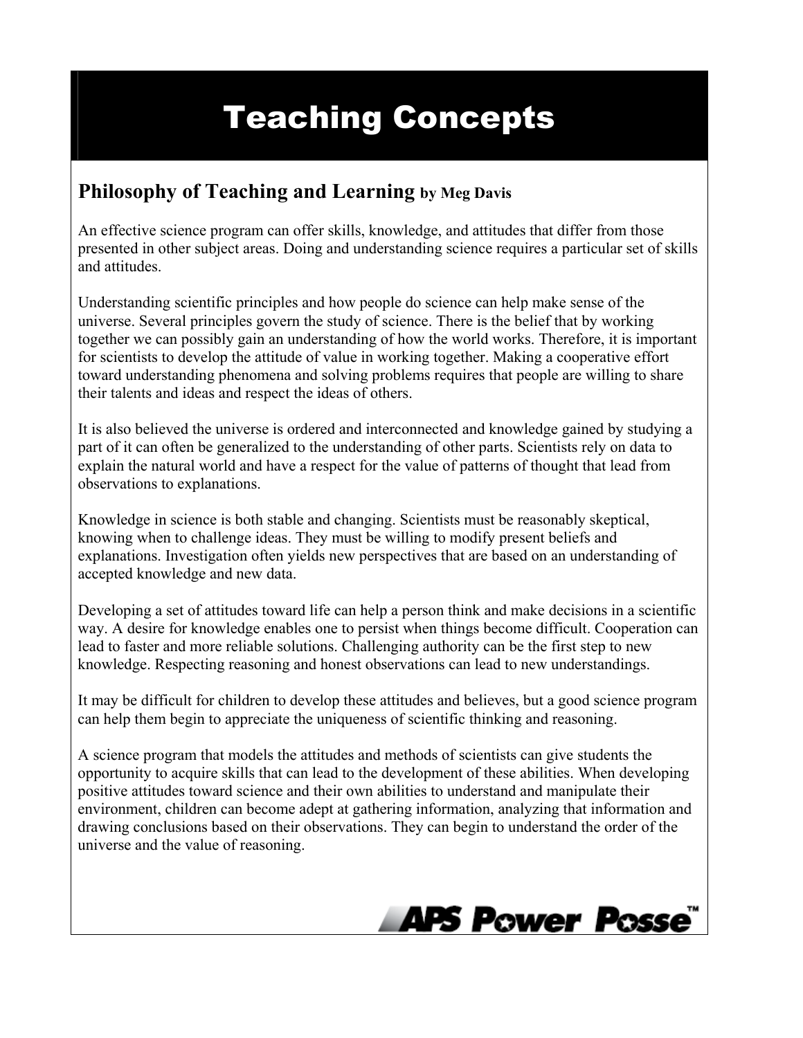# Teaching Concepts

## Philosophy of Teaching and Learning by Meg Davis

An effective science program can offer skills, knowledge, and attitudes that differ from those presented in other subject areas. Doing and understanding science requires a particular set of skills and attitudes.

Understanding scientific principles and how people do science can help make sense of the universe. Several principles govern the study of science. There is the belief that by working together we can possibly gain an understanding of how the world works. Therefore, it is important for scientists to develop the attitude of value in working together. Making a cooperative effort toward understanding phenomena and solving problems requires that people are willing to share their talents and ideas and respect the ideas of others.

It is also believed the universe is ordered and interconnected and knowledge gained by studying a part of it can often be generalized to the understanding of other parts. Scientists rely on data to explain the natural world and have a respect for the value of patterns of thought that lead from observations to explanations.

Knowledge in science is both stable and changing. Scientists must be reasonably skeptical, knowing when to challenge ideas. They must be willing to modify present beliefs and explanations. Investigation often yields new perspectives that are based on an understanding of accepted knowledge and new data.

Developing a set of attitudes toward life can help a person think and make decisions in a scientific way. A desire for knowledge enables one to persist when things become difficult. Cooperation can lead to faster and more reliable solutions. Challenging authority can be the first step to new knowledge. Respecting reasoning and honest observations can lead to new understandings.

It may be difficult for children to develop these attitudes and believes, but a good science program can help them begin to appreciate the uniqueness of scientific thinking and reasoning.

A science program that models the attitudes and methods of scientists can give students the opportunity to acquire skills that can lead to the development of these abilities. When developing positive attitudes toward science and their own abilities to understand and manipulate their environment, children can become adept at gathering information, analyzing that information and drawing conclusions based on their observations. They can begin to understand the order of the universe and the value of reasoning.

APS Power Posse™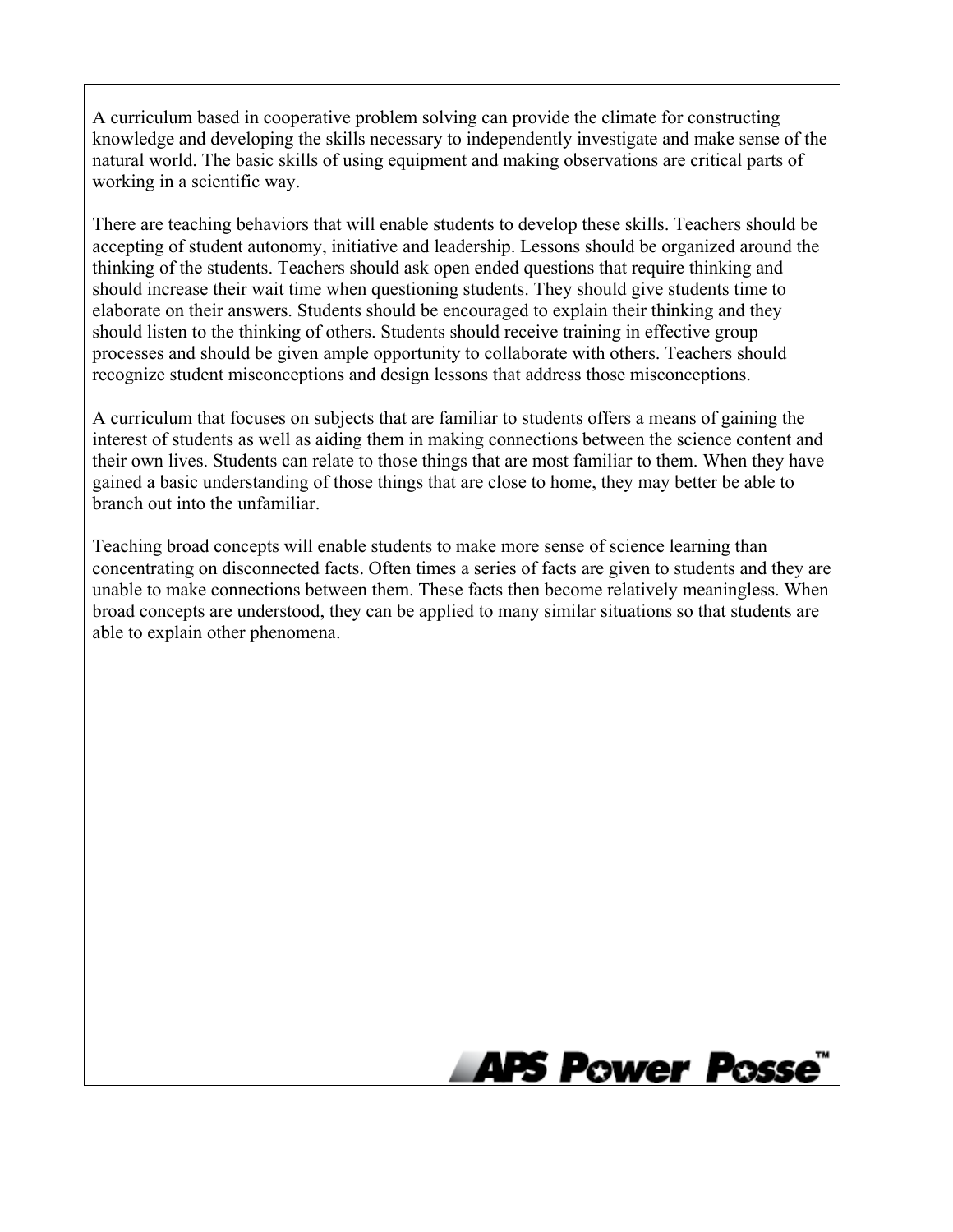A curriculum based in cooperative problem solving can provide the climate for constructing knowledge and developing the skills necessary to independently investigate and make sense of the natural world. The basic skills of using equipment and making observations are critical parts of working in a scientific way.

There are teaching behaviors that will enable students to develop these skills. Teachers should be accepting of student autonomy, initiative and leadership. Lessons should be organized around the thinking of the students. Teachers should ask open ended questions that require thinking and should increase their wait time when questioning students. They should give students time to elaborate on their answers. Students should be encouraged to explain their thinking and they should listen to the thinking of others. Students should receive training in effective group processes and should be given ample opportunity to collaborate with others. Teachers should recognize student misconceptions and design lessons that address those misconceptions.

A curriculum that focuses on subjects that are familiar to students offers a means of gaining the interest of students as well as aiding them in making connections between the science content and their own lives. Students can relate to those things that are most familiar to them. When they have gained a basic understanding of those things that are close to home, they may better be able to branch out into the unfamiliar.

Teaching broad concepts will enable students to make more sense of science learning than concentrating on disconnected facts. Often times a series of facts are given to students and they are unable to make connections between them. These facts then become relatively meaningless. When broad concepts are understood, they can be applied to many similar situations so that students are able to explain other phenomena.

APS Power Posse™